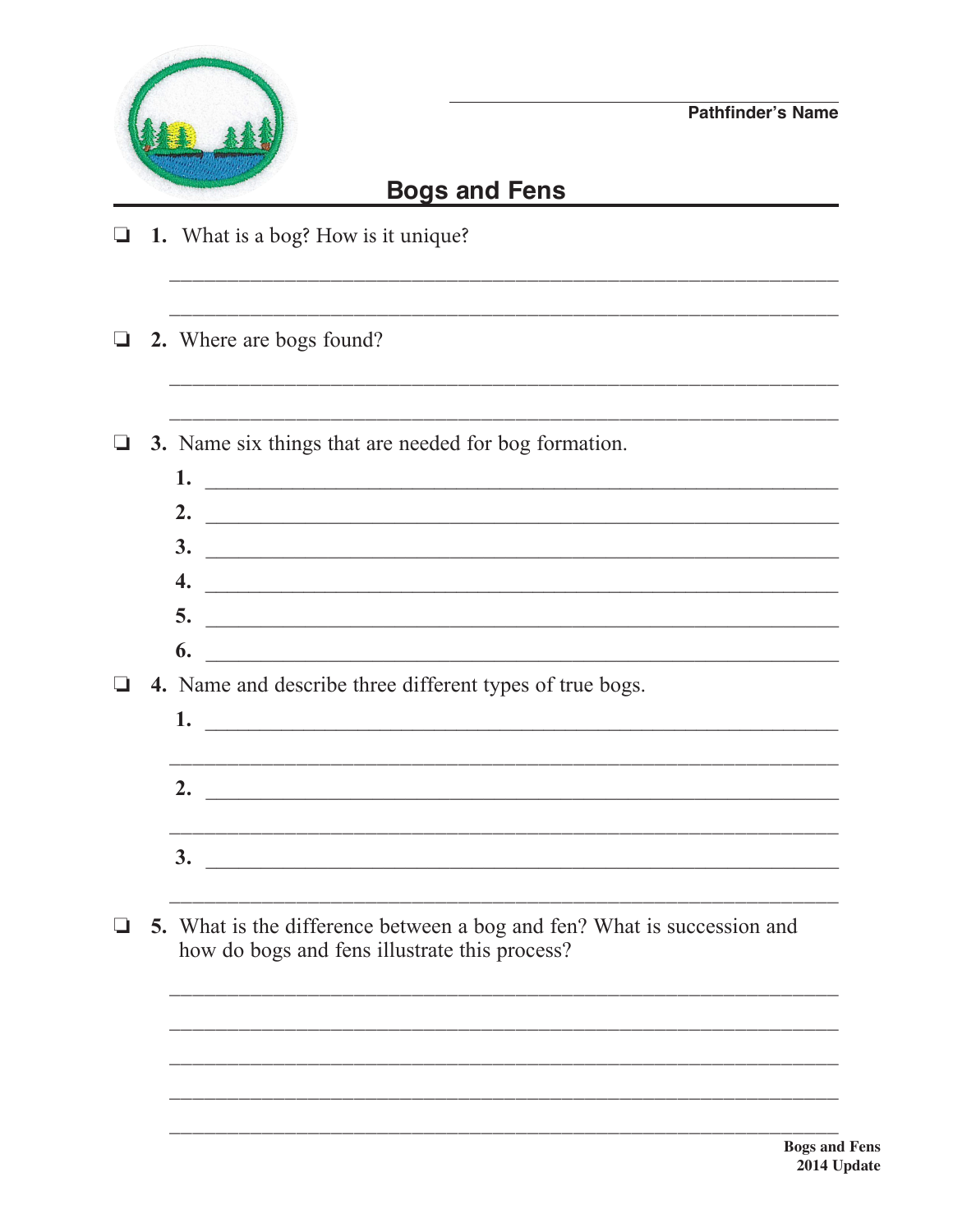Pathfinder's Name

# Bogs and Fens

❏ **1.** What is a bog? How is it unique?

❏ **2.** Where are bogs found?

❏ **3.** Name six things that are needed for bog formation.

**1.**

**2.**

**3.**

**4.**

**5.**

**6.**

❏ **4.** Name and describe three different types of true bogs.

**1.**

**2.**

**3.**

❏ **5.** What is the difference between a bog and fen? What is succession and how do bogs and fens illustrate this process?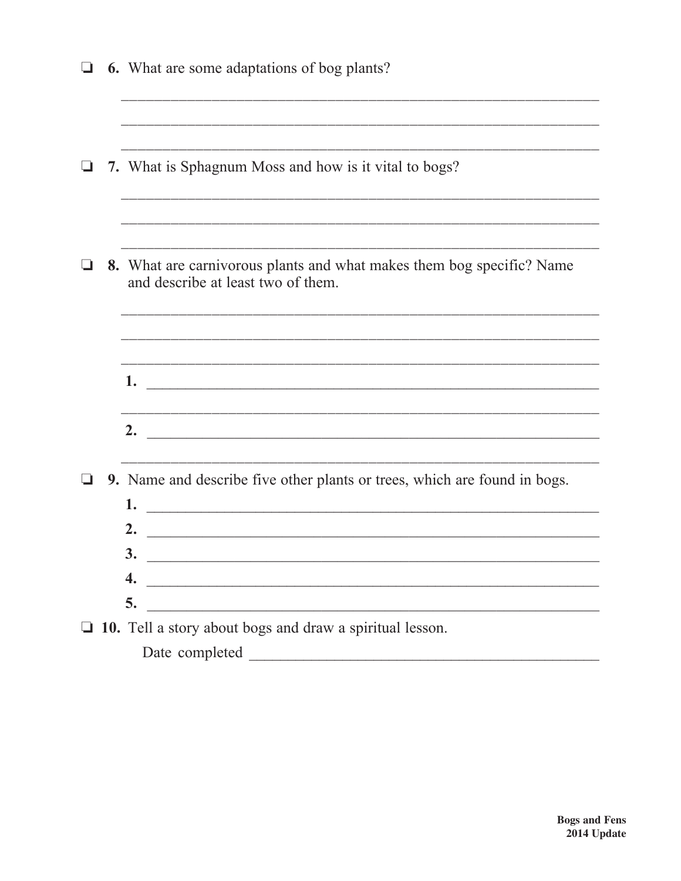❑ **6.** What are some adaptations of bog plants?

______________________________________________________________

______________________________________________________________

______________________________________________________________

❑ **7.** What is Sphagnum Moss and how is it vital to bogs?

______________________________________________________________

______________________________________________________________

______________________________________________________________

❑ **8.** What are carnivorous plants and what makes them bog specific? Name and describe at least two of them.

______________________________________________________________

______________________________________________________________

______________________________________________________________

**1.** ____________________________________________________________

______________________________________________________________

**2.** ____________________________________________________________

______________________________________________________________

❑ **9.** Name and describe five other plants or trees, which are found in bogs.

**1.** ____________________________________________________________

**2.** ____________________________________________________________

**3.** ____________________________________________________________

**4.** ____________________________________________________________

**5.** ____________________________________________________________

❑ **10.** Tell a story about bogs and draw a spiritual lesson.

Date completed ____________________________________________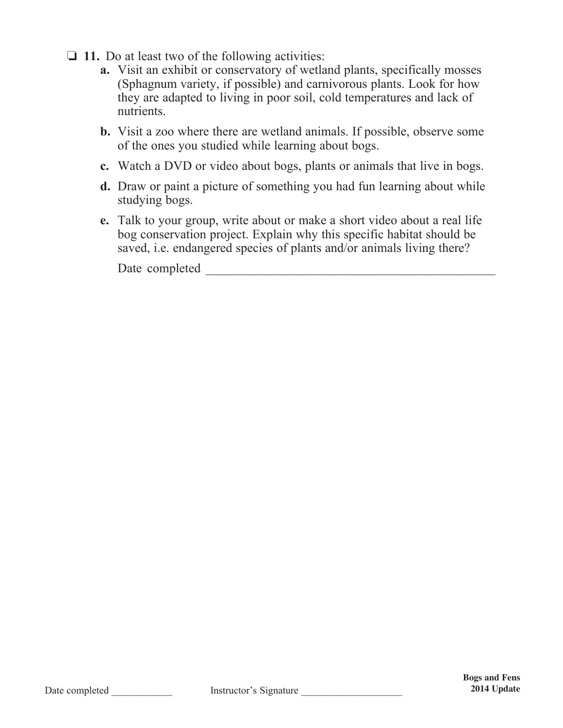❏ **11.** Do at least two of the following activities:

**a.** Visit an exhibit or conservatory of wetland plants, specifically mosses (Sphagnum variety, if possible) and carnivorous plants. Look for how they are adapted to living in poor soil, cold temperatures and lack of nutrients.

**b.** Visit a zoo where there are wetland animals. If possible, observe some of the ones you studied while learning about bogs.

**c.** Watch a DVD or video about bogs, plants or animals that live in bogs.

**d.** Draw or paint a picture of something you had fun learning about while studying bogs.

**e.** Talk to your group, write about or make a short video about a real life bog conservation project. Explain why this specific habitat should be saved, i.e. endangered species of plants and/or animals living there?

Date completed ______________________________________________

Date completed ____________ Instructor's Signature ____________________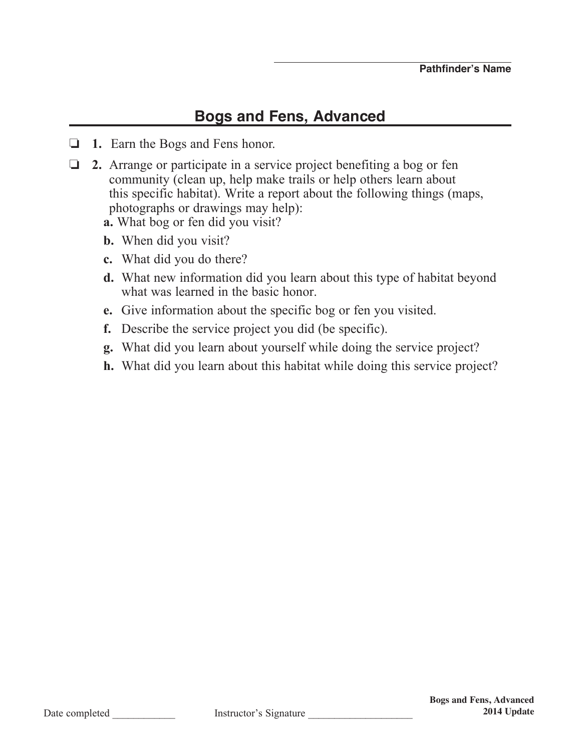Pathfinder's Name

## Bogs and Fens, Advanced

- ❏ **1.** Earn the Bogs and Fens honor.
- ❏ **2.** Arrange or participate in a service project benefiting a bog or fen community (clean up, help make trails or help others learn about this specific habitat). Write a report about the following things (maps, photographs or drawings may help):
  - **a.** What bog or fen did you visit?
  - **b.** When did you visit?
  - **c.** What did you do there?
  - **d.** What new information did you learn about this type of habitat beyond what was learned in the basic honor.
  - **e.** Give information about the specific bog or fen you visited.
  - **f.** Describe the service project you did (be specific).
  - **g.** What did you learn about yourself while doing the service project?
  - **h.** What did you learn about this habitat while doing this service project?

Date completed ____________ Instructor's Signature ____________________